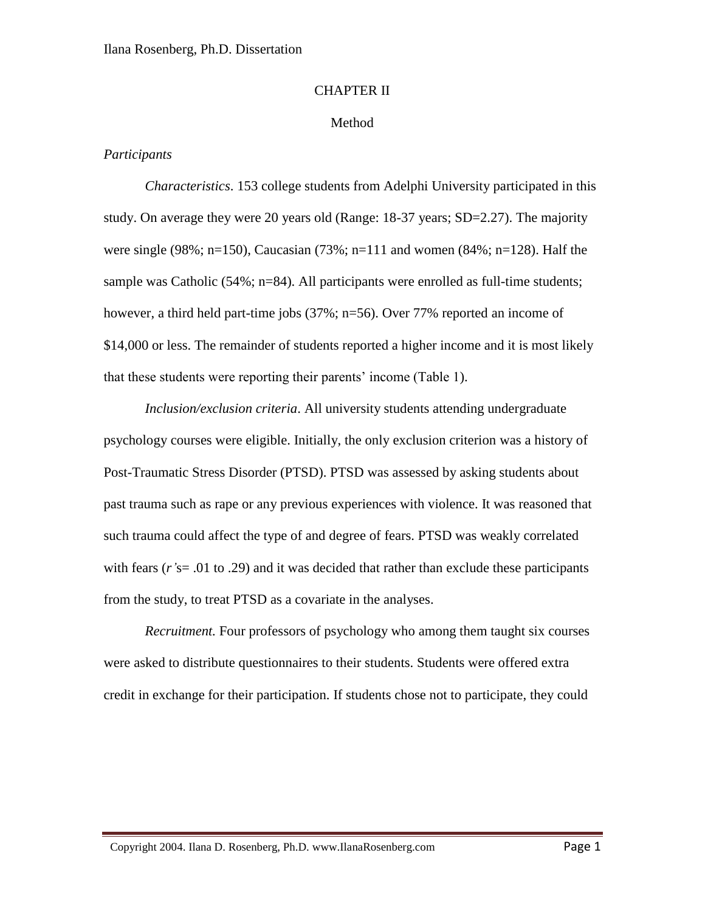# CHAPTER II

## Method

### *Participants*

*Characteristics*. 153 college students from Adelphi University participated in this study. On average they were 20 years old (Range: 18-37 years; SD=2.27). The majority were single (98%; n=150), Caucasian (73%; n=111 and women (84%; n=128). Half the sample was Catholic (54%; n=84). All participants were enrolled as full-time students; however, a third held part-time jobs (37%; n=56). Over 77% reported an income of $14,000 or less. The remainder of students reported a higher income and it is most likely that these students were reporting their parents' income (Table 1).

*Inclusion/exclusion criteria*. All university students attending undergraduate psychology courses were eligible. Initially, the only exclusion criterion was a history of Post-Traumatic Stress Disorder (PTSD). PTSD was assessed by asking students about past trauma such as rape or any previous experiences with violence. It was reasoned that such trauma could affect the type of and degree of fears. PTSD was weakly correlated with fears (*r'*s= .01 to .29) and it was decided that rather than exclude these participants from the study, to treat PTSD as a covariate in the analyses.

*Recruitment.* Four professors of psychology who among them taught six courses were asked to distribute questionnaires to their students. Students were offered extra credit in exchange for their participation. If students chose not to participate, they could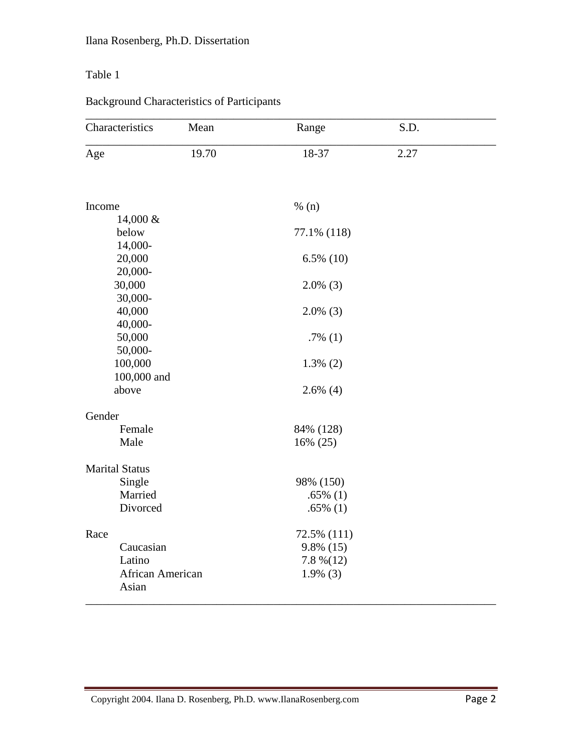Table 1

Background Characteristics of Participants

| Characteristics | Mean | Range | S.D. |
|---|---|---|---|
| Age | 19.70 | 18-37 | 2.27 |
| | | | |
| Income | | % (n) | |
| 14,000 & below | | 77.1% (118) | |
| 14,000-20,000 | | 6.5% (10) | |
| 20,000-30,000 | | 2.0% (3) | |
| 30,000-40,000 | | 2.0% (3) | |
| 40,000-50,000 | | .7% (1) | |
| 50,000-100,000 | | 1.3% (2) | |
| 100,000 and above | | 2.6% (4) | |
| | | | |
| Gender | | | |
| Female | | 84% (128) | |
| Male | | 16% (25) | |
| | | | |
| Marital Status | | | |
| Single | | 98% (150) | |
| Married | | .65% (1) | |
| Divorced | | .65% (1) | |
| | | | |
| Race | | 72.5% (111) | |
| Caucasian | | 9.8% (15) | |
| Latino | | 7.8 %(12) | |
| African American | | 1.9% (3) | |
| Asian | | | |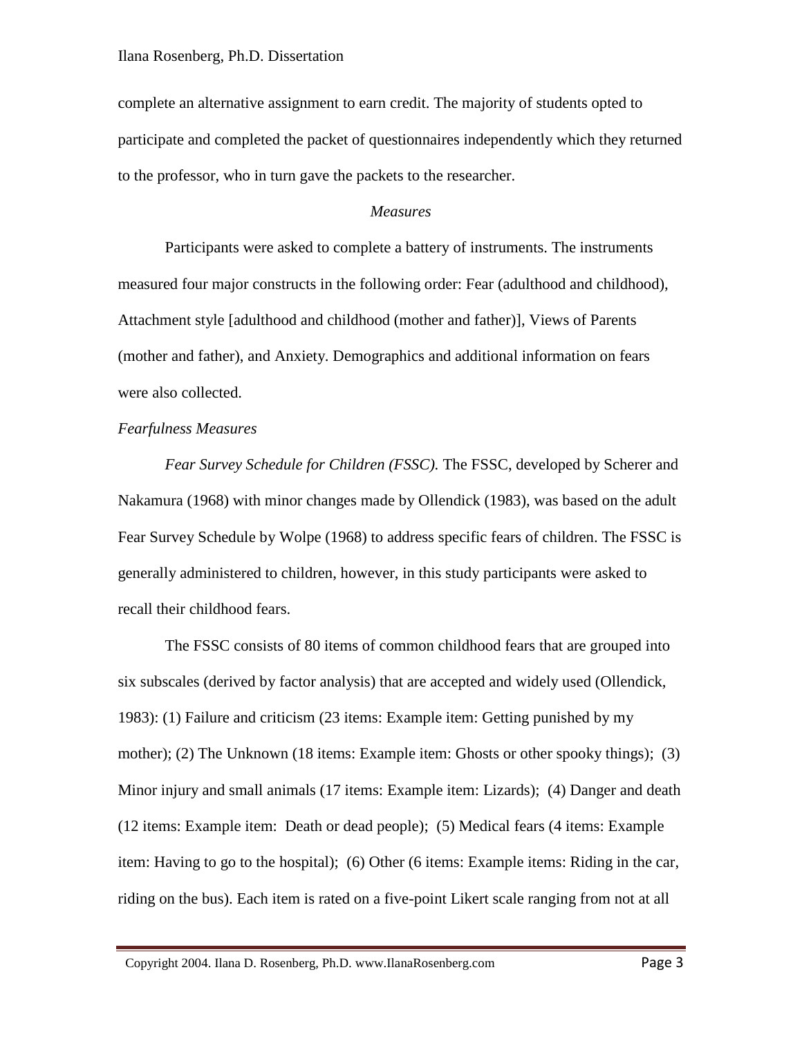complete an alternative assignment to earn credit. The majority of students opted to participate and completed the packet of questionnaires independently which they returned to the professor, who in turn gave the packets to the researcher.

## *Measures*

Participants were asked to complete a battery of instruments. The instruments measured four major constructs in the following order: Fear (adulthood and childhood), Attachment style [adulthood and childhood (mother and father)], Views of Parents (mother and father), and Anxiety. Demographics and additional information on fears were also collected.

### *Fearfulness Measures*

*Fear Survey Schedule for Children (FSSC).* The FSSC, developed by Scherer and Nakamura (1968) with minor changes made by Ollendick (1983), was based on the adult Fear Survey Schedule by Wolpe (1968) to address specific fears of children. The FSSC is generally administered to children, however, in this study participants were asked to recall their childhood fears.

The FSSC consists of 80 items of common childhood fears that are grouped into six subscales (derived by factor analysis) that are accepted and widely used (Ollendick, 1983): (1) Failure and criticism (23 items: Example item: Getting punished by my mother); (2) The Unknown (18 items: Example item: Ghosts or other spooky things); (3) Minor injury and small animals (17 items: Example item: Lizards); (4) Danger and death (12 items: Example item: Death or dead people); (5) Medical fears (4 items: Example item: Having to go to the hospital); (6) Other (6 items: Example items: Riding in the car, riding on the bus). Each item is rated on a five-point Likert scale ranging from not at all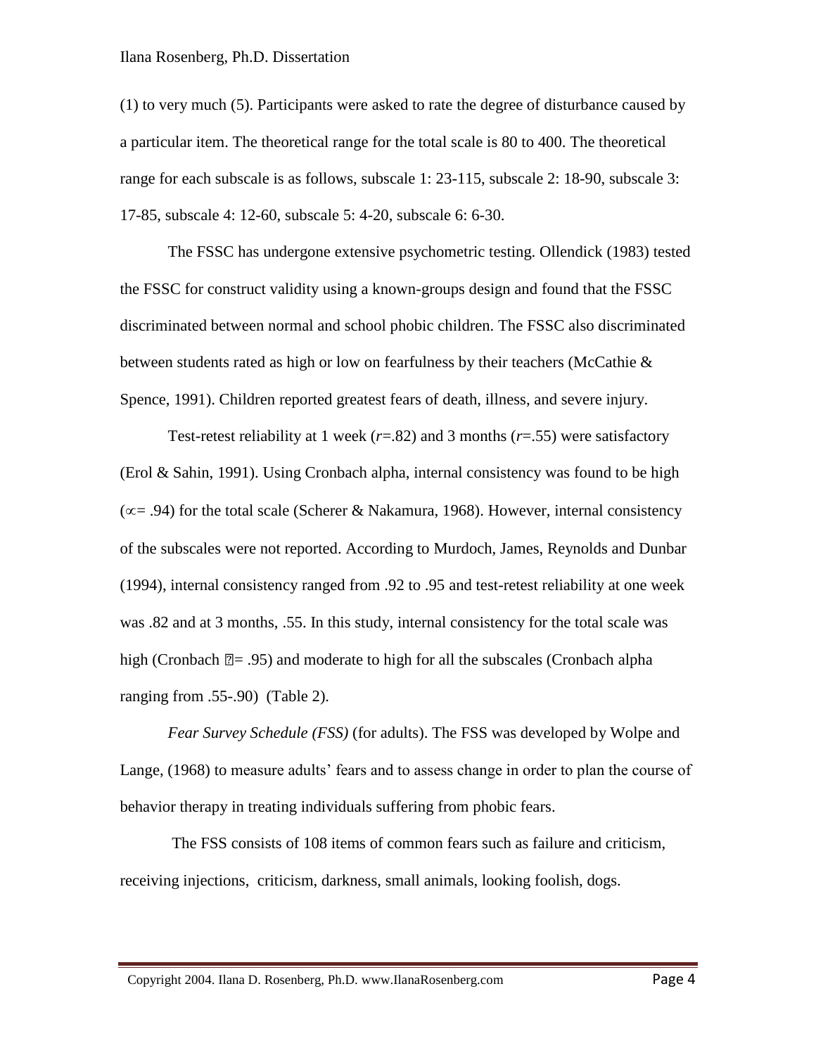(1) to very much (5). Participants were asked to rate the degree of disturbance caused by a particular item. The theoretical range for the total scale is 80 to 400. The theoretical range for each subscale is as follows, subscale 1: 23-115, subscale 2: 18-90, subscale 3: 17-85, subscale 4: 12-60, subscale 5: 4-20, subscale 6: 6-30.

The FSSC has undergone extensive psychometric testing. Ollendick (1983) tested the FSSC for construct validity using a known-groups design and found that the FSSC discriminated between normal and school phobic children. The FSSC also discriminated between students rated as high or low on fearfulness by their teachers (McCathie & Spence, 1991). Children reported greatest fears of death, illness, and severe injury.

Test-retest reliability at 1 week ($r$=.82) and 3 months ($r$=.55) were satisfactory (Erol & Sahin, 1991). Using Cronbach alpha, internal consistency was found to be high ($\propto$= .94) for the total scale (Scherer & Nakamura, 1968). However, internal consistency of the subscales were not reported. According to Murdoch, James, Reynolds and Dunbar (1994), internal consistency ranged from .92 to .95 and test-retest reliability at one week was .82 and at 3 months, .55. In this study, internal consistency for the total scale was high (Cronbach ⍰= .95) and moderate to high for all the subscales (Cronbach alpha ranging from .55-.90) (Table 2).

*Fear Survey Schedule (FSS)* (for adults). The FSS was developed by Wolpe and Lange, (1968) to measure adults' fears and to assess change in order to plan the course of behavior therapy in treating individuals suffering from phobic fears.

The FSS consists of 108 items of common fears such as failure and criticism, receiving injections, criticism, darkness, small animals, looking foolish, dogs.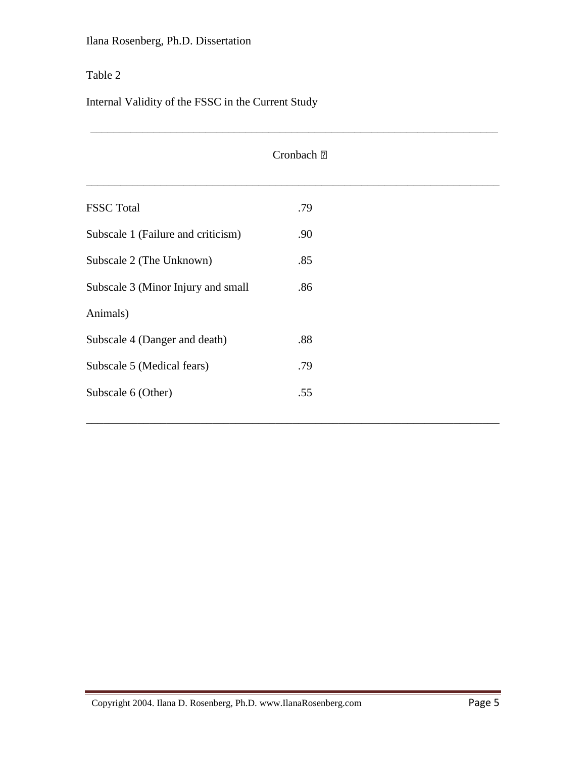Table 2

Internal Validity of the FSSC in the Current Study

| | Cronbach α |
|---|---|
| FSSC Total | .79 |
| Subscale 1 (Failure and criticism) | .90 |
| Subscale 2 (The Unknown) | .85 |
| Subscale 3 (Minor Injury and small Animals) | .86 |
| Subscale 4 (Danger and death) | .88 |
| Subscale 5 (Medical fears) | .79 |
| Subscale 6 (Other) | .55 |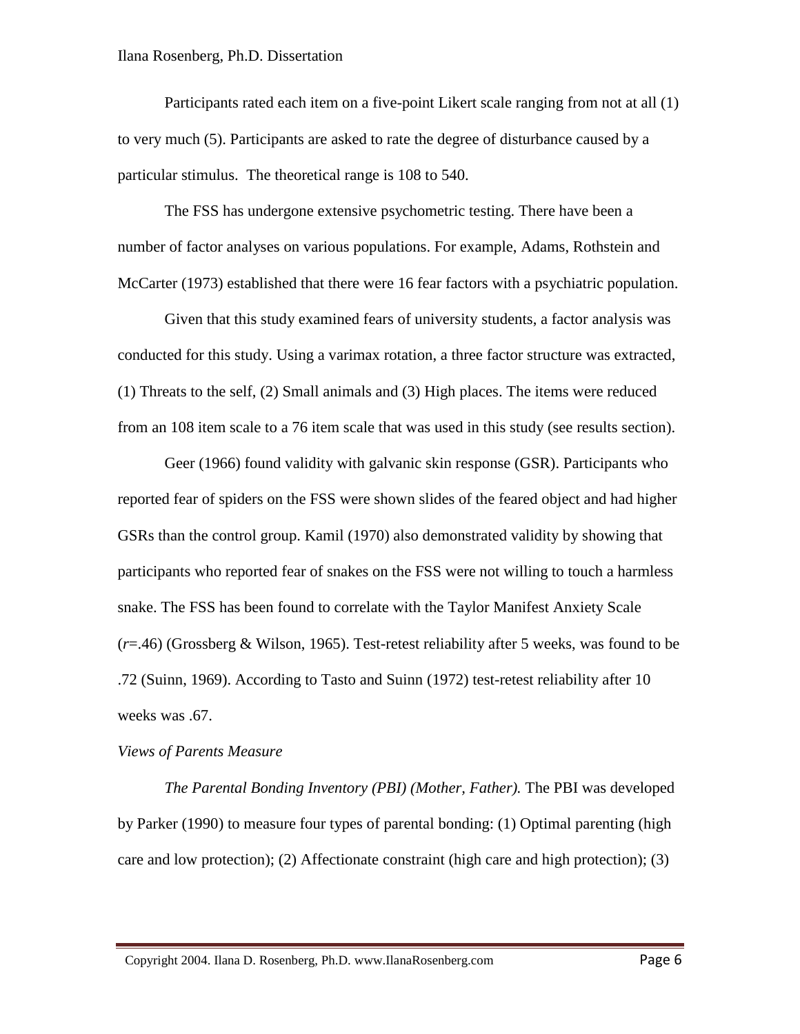Participants rated each item on a five-point Likert scale ranging from not at all (1) to very much (5). Participants are asked to rate the degree of disturbance caused by a particular stimulus. The theoretical range is 108 to 540.

The FSS has undergone extensive psychometric testing. There have been a number of factor analyses on various populations. For example, Adams, Rothstein and McCarter (1973) established that there were 16 fear factors with a psychiatric population.

Given that this study examined fears of university students, a factor analysis was conducted for this study. Using a varimax rotation, a three factor structure was extracted, (1) Threats to the self, (2) Small animals and (3) High places. The items were reduced from an 108 item scale to a 76 item scale that was used in this study (see results section).

Geer (1966) found validity with galvanic skin response (GSR). Participants who reported fear of spiders on the FSS were shown slides of the feared object and had higher GSRs than the control group. Kamil (1970) also demonstrated validity by showing that participants who reported fear of snakes on the FSS were not willing to touch a harmless snake. The FSS has been found to correlate with the Taylor Manifest Anxiety Scale ($r$=.46) (Grossberg & Wilson, 1965). Test-retest reliability after 5 weeks, was found to be .72 (Suinn, 1969). According to Tasto and Suinn (1972) test-retest reliability after 10 weeks was .67.

*Views of Parents Measure*

*The Parental Bonding Inventory (PBI) (Mother, Father).* The PBI was developed by Parker (1990) to measure four types of parental bonding: (1) Optimal parenting (high care and low protection); (2) Affectionate constraint (high care and high protection); (3)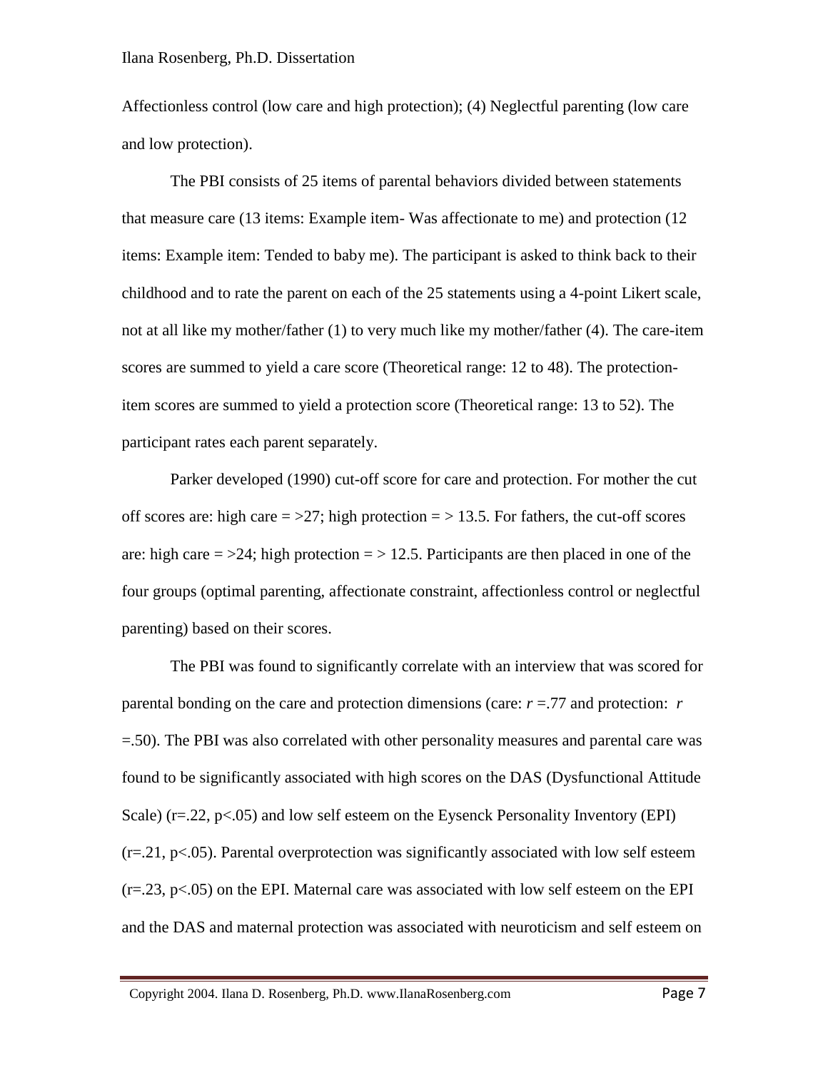Affectionless control (low care and high protection); (4) Neglectful parenting (low care and low protection).

The PBI consists of 25 items of parental behaviors divided between statements that measure care (13 items: Example item- Was affectionate to me) and protection (12 items: Example item: Tended to baby me). The participant is asked to think back to their childhood and to rate the parent on each of the 25 statements using a 4-point Likert scale, not at all like my mother/father (1) to very much like my mother/father (4). The care-item scores are summed to yield a care score (Theoretical range: 12 to 48). The protection-item scores are summed to yield a protection score (Theoretical range: 13 to 52). The participant rates each parent separately.

Parker developed (1990) cut-off score for care and protection. For mother the cut off scores are: high care = >27; high protection = > 13.5. For fathers, the cut-off scores are: high care = >24; high protection = > 12.5. Participants are then placed in one of the four groups (optimal parenting, affectionate constraint, affectionless control or neglectful parenting) based on their scores.

The PBI was found to significantly correlate with an interview that was scored for parental bonding on the care and protection dimensions (care: $r$ =.77 and protection: $r$ =.50). The PBI was also correlated with other personality measures and parental care was found to be significantly associated with high scores on the DAS (Dysfunctional Attitude Scale) ($r=.22$, $p<.05$) and low self esteem on the Eysenck Personality Inventory (EPI) ($r=.21$, $p<.05$). Parental overprotection was significantly associated with low self esteem ($r=.23$, $p<.05$) on the EPI. Maternal care was associated with low self esteem on the EPI and the DAS and maternal protection was associated with neuroticism and self esteem on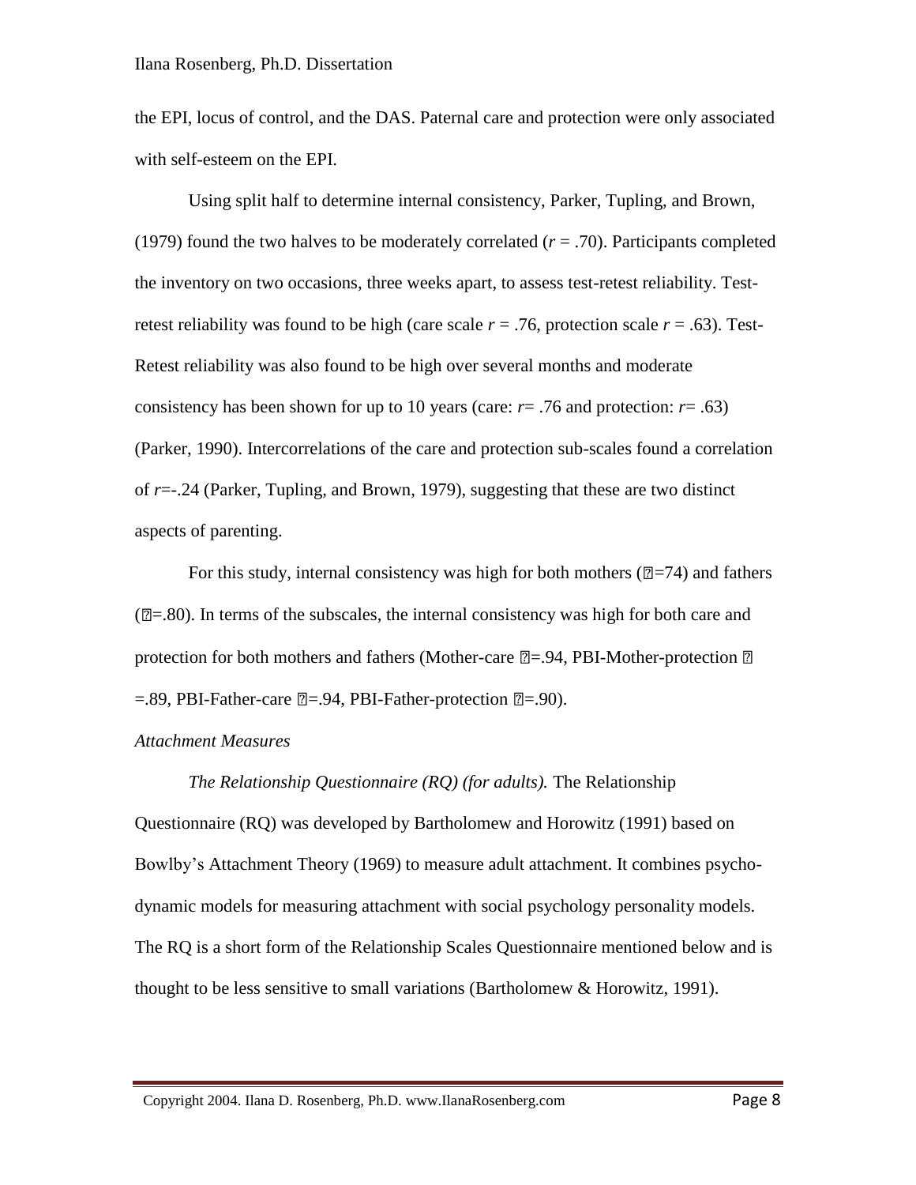the EPI, locus of control, and the DAS. Paternal care and protection were only associated with self-esteem on the EPI.

Using split half to determine internal consistency, Parker, Tupling, and Brown, (1979) found the two halves to be moderately correlated ($r$ = .70). Participants completed the inventory on two occasions, three weeks apart, to assess test-retest reliability. Test-retest reliability was found to be high (care scale $r$ = .76, protection scale $r$ = .63). Test-Retest reliability was also found to be high over several months and moderate consistency has been shown for up to 10 years (care: $r$= .76 and protection: $r$= .63) (Parker, 1990). Intercorrelations of the care and protection sub-scales found a correlation of $r$=-.24 (Parker, Tupling, and Brown, 1979), suggesting that these are two distinct aspects of parenting.

For this study, internal consistency was high for both mothers (=74) and fathers (=.80). In terms of the subscales, the internal consistency was high for both care and protection for both mothers and fathers (Mother-care =.94, PBI-Mother-protection =.89, PBI-Father-care =.94, PBI-Father-protection =.90).

*Attachment Measures*

*The Relationship Questionnaire (RQ) (for adults).* The Relationship Questionnaire (RQ) was developed by Bartholomew and Horowitz (1991) based on Bowlby's Attachment Theory (1969) to measure adult attachment. It combines psycho-dynamic models for measuring attachment with social psychology personality models. The RQ is a short form of the Relationship Scales Questionnaire mentioned below and is thought to be less sensitive to small variations (Bartholomew & Horowitz, 1991).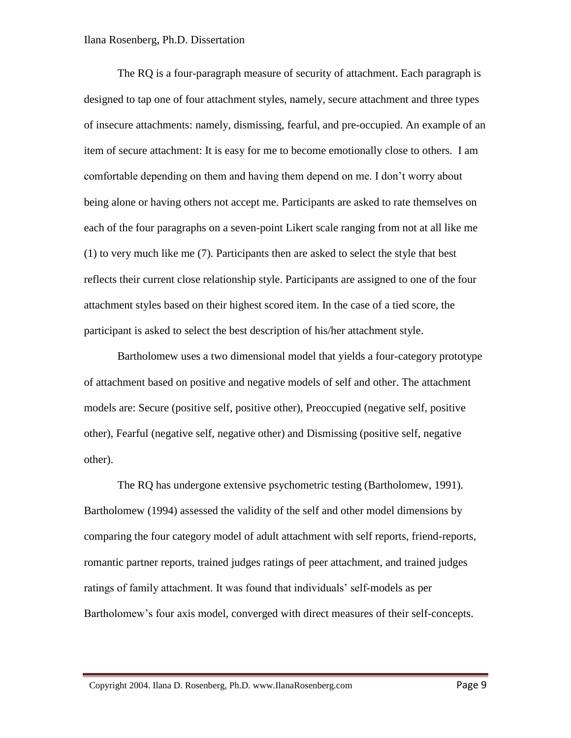The RQ is a four-paragraph measure of security of attachment. Each paragraph is designed to tap one of four attachment styles, namely, secure attachment and three types of insecure attachments: namely, dismissing, fearful, and pre-occupied. An example of an item of secure attachment: It is easy for me to become emotionally close to others. I am comfortable depending on them and having them depend on me. I don't worry about being alone or having others not accept me. Participants are asked to rate themselves on each of the four paragraphs on a seven-point Likert scale ranging from not at all like me (1) to very much like me (7). Participants then are asked to select the style that best reflects their current close relationship style. Participants are assigned to one of the four attachment styles based on their highest scored item. In the case of a tied score, the participant is asked to select the best description of his/her attachment style.

Bartholomew uses a two dimensional model that yields a four-category prototype of attachment based on positive and negative models of self and other. The attachment models are: Secure (positive self, positive other), Preoccupied (negative self, positive other), Fearful (negative self, negative other) and Dismissing (positive self, negative other).

The RQ has undergone extensive psychometric testing (Bartholomew, 1991). Bartholomew (1994) assessed the validity of the self and other model dimensions by comparing the four category model of adult attachment with self reports, friend-reports, romantic partner reports, trained judges ratings of peer attachment, and trained judges ratings of family attachment. It was found that individuals' self-models as per Bartholomew's four axis model, converged with direct measures of their self-concepts.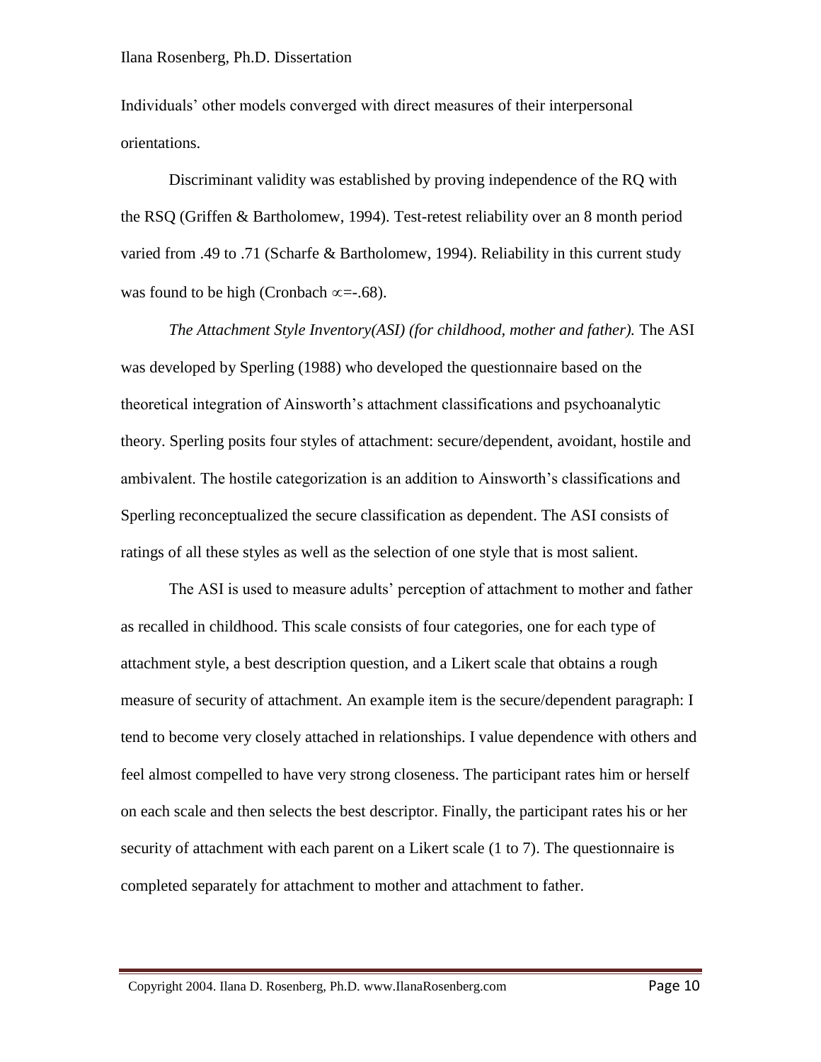Individuals' other models converged with direct measures of their interpersonal orientations.

Discriminant validity was established by proving independence of the RQ with the RSQ (Griffen & Bartholomew, 1994). Test-retest reliability over an 8 month period varied from .49 to .71 (Scharfe & Bartholomew, 1994). Reliability in this current study was found to be high (Cronbach $\propto$=-.68).

*The Attachment Style Inventory(ASI) (for childhood, mother and father).* The ASI was developed by Sperling (1988) who developed the questionnaire based on the theoretical integration of Ainsworth's attachment classifications and psychoanalytic theory. Sperling posits four styles of attachment: secure/dependent, avoidant, hostile and ambivalent. The hostile categorization is an addition to Ainsworth's classifications and Sperling reconceptualized the secure classification as dependent. The ASI consists of ratings of all these styles as well as the selection of one style that is most salient.

The ASI is used to measure adults' perception of attachment to mother and father as recalled in childhood. This scale consists of four categories, one for each type of attachment style, a best description question, and a Likert scale that obtains a rough measure of security of attachment. An example item is the secure/dependent paragraph: I tend to become very closely attached in relationships. I value dependence with others and feel almost compelled to have very strong closeness. The participant rates him or herself on each scale and then selects the best descriptor. Finally, the participant rates his or her security of attachment with each parent on a Likert scale (1 to 7). The questionnaire is completed separately for attachment to mother and attachment to father.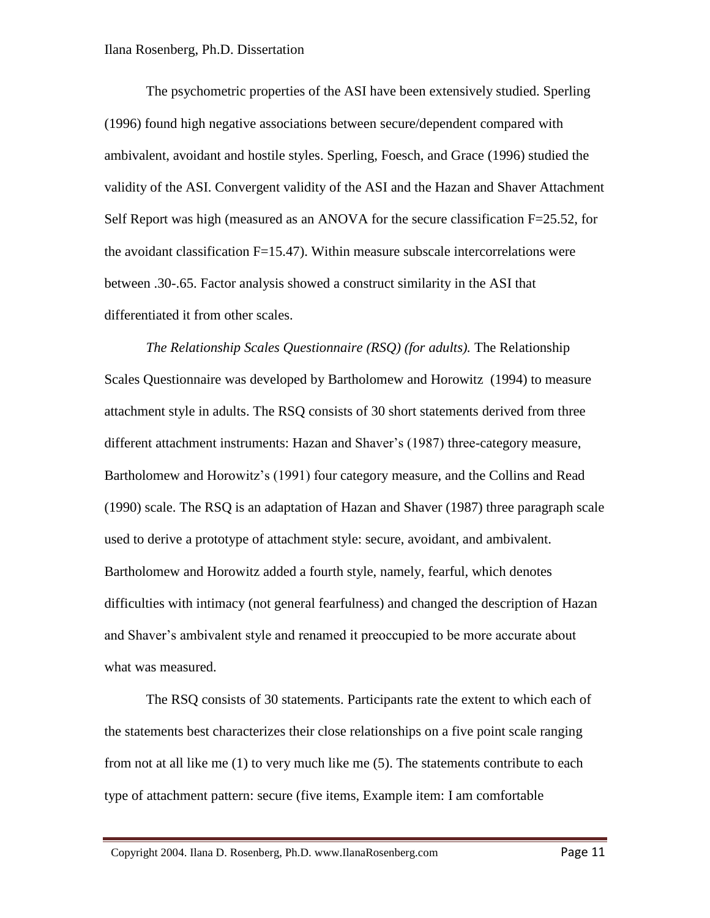The psychometric properties of the ASI have been extensively studied. Sperling (1996) found high negative associations between secure/dependent compared with ambivalent, avoidant and hostile styles. Sperling, Foesch, and Grace (1996) studied the validity of the ASI. Convergent validity of the ASI and the Hazan and Shaver Attachment Self Report was high (measured as an ANOVA for the secure classification $F=25.52$, for the avoidant classification $F=15.47$). Within measure subscale intercorrelations were between .30-.65. Factor analysis showed a construct similarity in the ASI that differentiated it from other scales.

*The Relationship Scales Questionnaire (RSQ) (for adults).* The Relationship Scales Questionnaire was developed by Bartholomew and Horowitz (1994) to measure attachment style in adults. The RSQ consists of 30 short statements derived from three different attachment instruments: Hazan and Shaver's (1987) three-category measure, Bartholomew and Horowitz's (1991) four category measure, and the Collins and Read (1990) scale. The RSQ is an adaptation of Hazan and Shaver (1987) three paragraph scale used to derive a prototype of attachment style: secure, avoidant, and ambivalent. Bartholomew and Horowitz added a fourth style, namely, fearful, which denotes difficulties with intimacy (not general fearfulness) and changed the description of Hazan and Shaver's ambivalent style and renamed it preoccupied to be more accurate about what was measured.

The RSQ consists of 30 statements. Participants rate the extent to which each of the statements best characterizes their close relationships on a five point scale ranging from not at all like me (1) to very much like me (5). The statements contribute to each type of attachment pattern: secure (five items, Example item: I am comfortable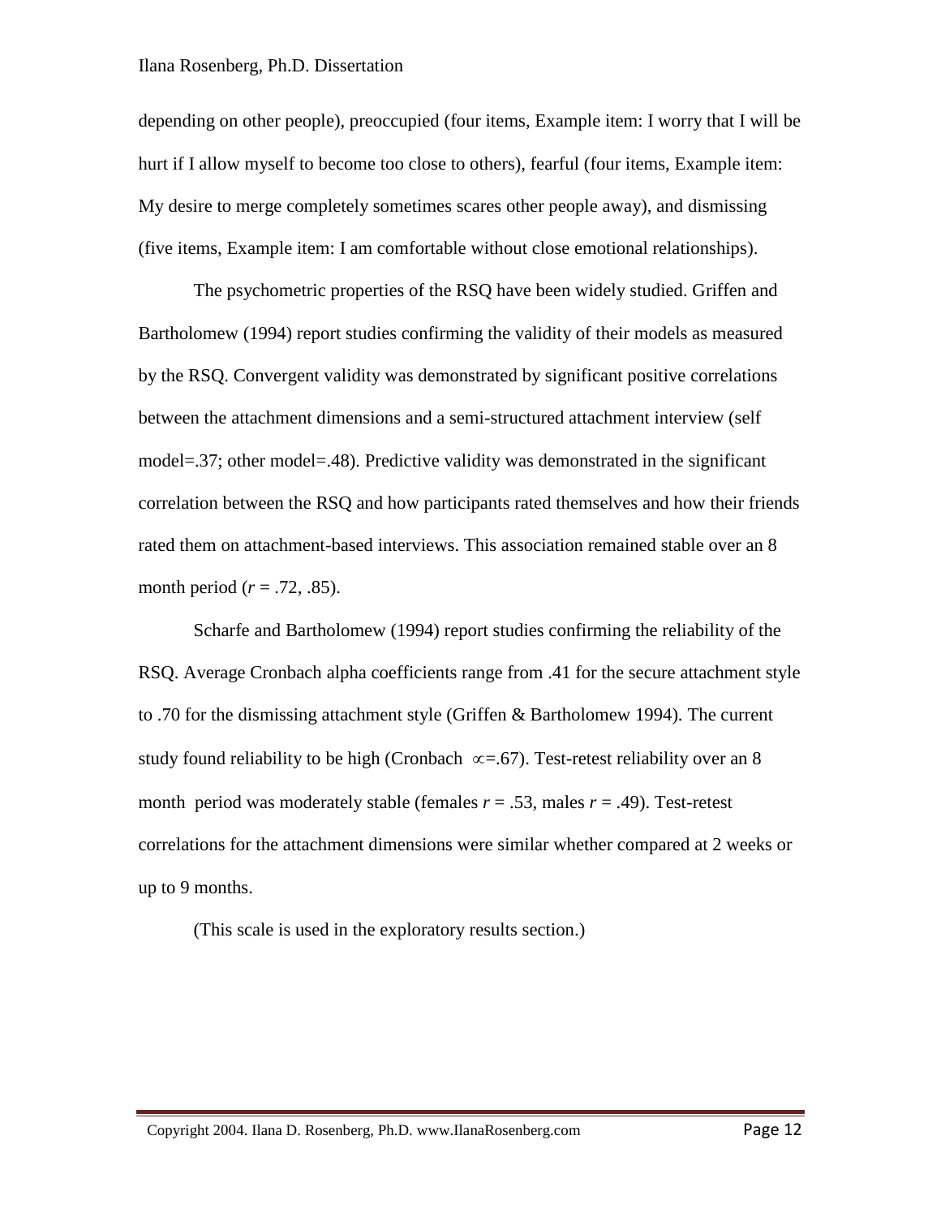depending on other people), preoccupied (four items, Example item: I worry that I will be hurt if I allow myself to become too close to others), fearful (four items, Example item: My desire to merge completely sometimes scares other people away), and dismissing (five items, Example item: I am comfortable without close emotional relationships).

The psychometric properties of the RSQ have been widely studied. Griffen and Bartholomew (1994) report studies confirming the validity of their models as measured by the RSQ. Convergent validity was demonstrated by significant positive correlations between the attachment dimensions and a semi-structured attachment interview (self model=.37; other model=.48). Predictive validity was demonstrated in the significant correlation between the RSQ and how participants rated themselves and how their friends rated them on attachment-based interviews. This association remained stable over an 8 month period ($r$ = .72, .85).

Scharfe and Bartholomew (1994) report studies confirming the reliability of the RSQ. Average Cronbach alpha coefficients range from .41 for the secure attachment style to .70 for the dismissing attachment style (Griffen & Bartholomew 1994). The current study found reliability to be high (Cronbach $\propto$=.67). Test-retest reliability over an 8 month period was moderately stable (females $r$ = .53, males $r$ = .49). Test-retest correlations for the attachment dimensions were similar whether compared at 2 weeks or up to 9 months.

(This scale is used in the exploratory results section.)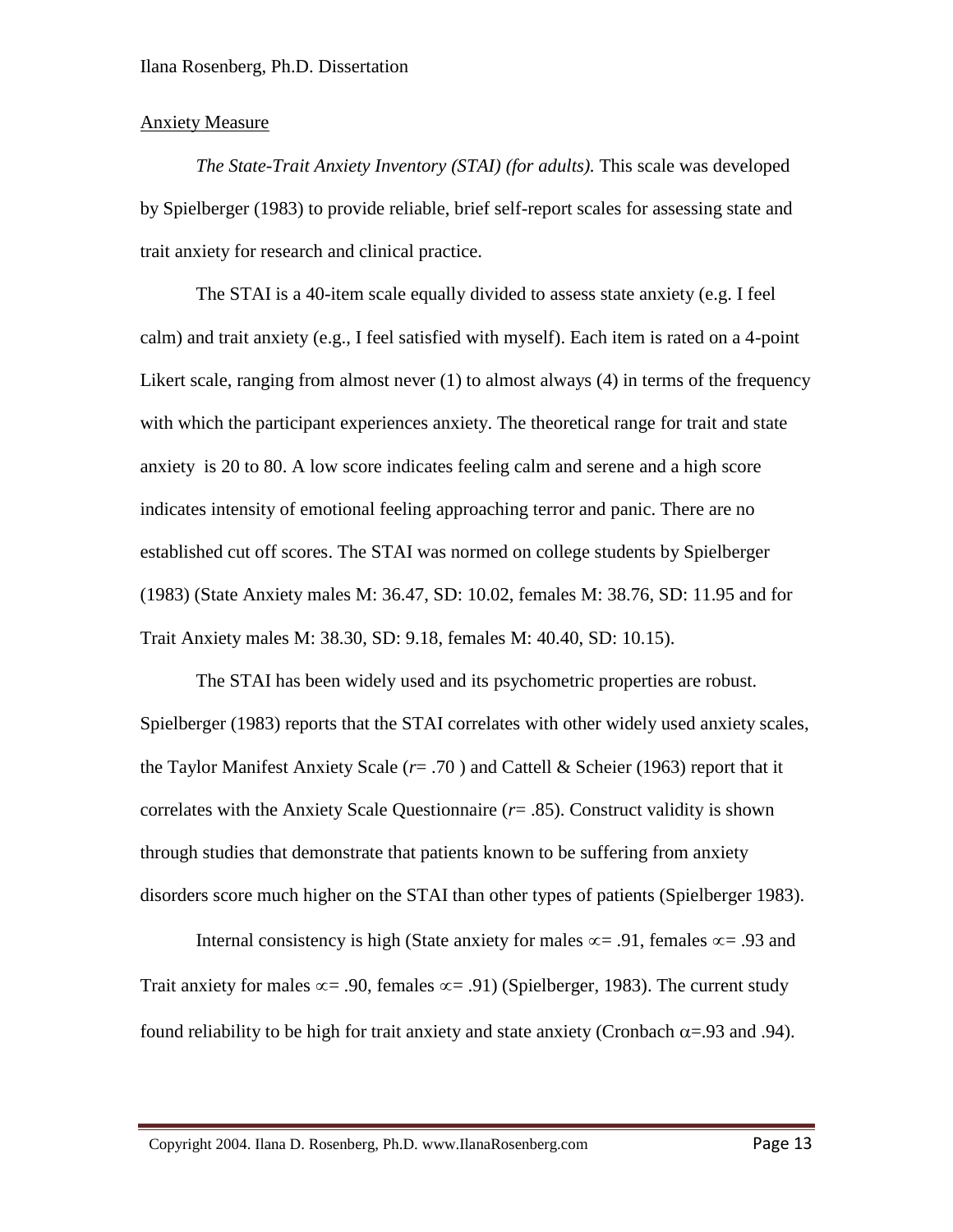Anxiety Measure

*The State-Trait Anxiety Inventory (STAI) (for adults).* This scale was developed by Spielberger (1983) to provide reliable, brief self-report scales for assessing state and trait anxiety for research and clinical practice.

The STAI is a 40-item scale equally divided to assess state anxiety (e.g. I feel calm) and trait anxiety (e.g., I feel satisfied with myself). Each item is rated on a 4-point Likert scale, ranging from almost never (1) to almost always (4) in terms of the frequency with which the participant experiences anxiety. The theoretical range for trait and state anxiety is 20 to 80. A low score indicates feeling calm and serene and a high score indicates intensity of emotional feeling approaching terror and panic. There are no established cut off scores. The STAI was normed on college students by Spielberger (1983) (State Anxiety males M: 36.47, SD: 10.02, females M: 38.76, SD: 11.95 and for Trait Anxiety males M: 38.30, SD: 9.18, females M: 40.40, SD: 10.15).

The STAI has been widely used and its psychometric properties are robust. Spielberger (1983) reports that the STAI correlates with other widely used anxiety scales, the Taylor Manifest Anxiety Scale ($r = .70$) and Cattell & Scheier (1963) report that it correlates with the Anxiety Scale Questionnaire ($r = .85$). Construct validity is shown through studies that demonstrate that patients known to be suffering from anxiety disorders score much higher on the STAI than other types of patients (Spielberger 1983).

Internal consistency is high (State anxiety for males $\propto = .91$, females $\propto = .93$ and Trait anxiety for males $\propto = .90$, females $\propto = .91$) (Spielberger, 1983). The current study found reliability to be high for trait anxiety and state anxiety (Cronbach $\alpha = .93$ and $.94$).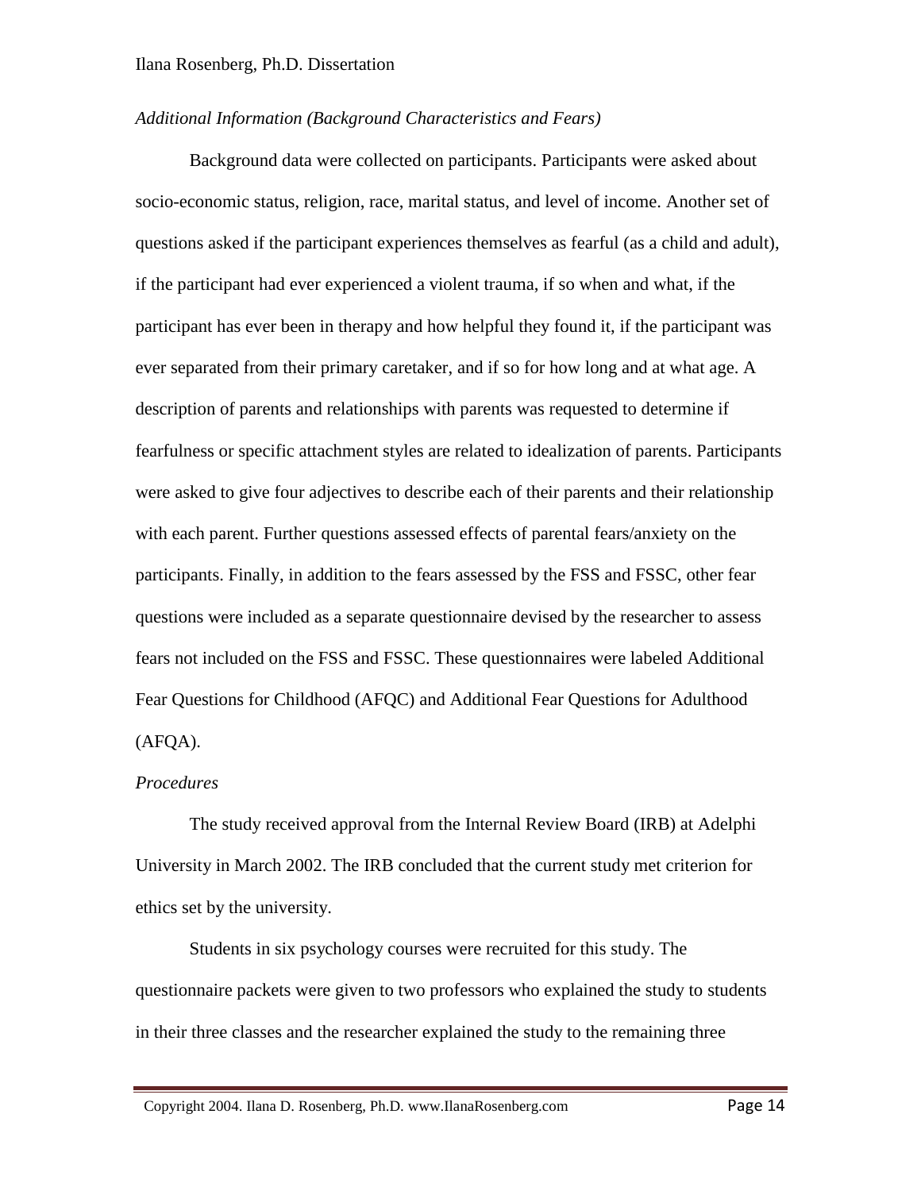*Additional Information (Background Characteristics and Fears)*

Background data were collected on participants. Participants were asked about socio-economic status, religion, race, marital status, and level of income. Another set of questions asked if the participant experiences themselves as fearful (as a child and adult), if the participant had ever experienced a violent trauma, if so when and what, if the participant has ever been in therapy and how helpful they found it, if the participant was ever separated from their primary caretaker, and if so for how long and at what age. A description of parents and relationships with parents was requested to determine if fearfulness or specific attachment styles are related to idealization of parents. Participants were asked to give four adjectives to describe each of their parents and their relationship with each parent. Further questions assessed effects of parental fears/anxiety on the participants. Finally, in addition to the fears assessed by the FSS and FSSC, other fear questions were included as a separate questionnaire devised by the researcher to assess fears not included on the FSS and FSSC. These questionnaires were labeled Additional Fear Questions for Childhood (AFQC) and Additional Fear Questions for Adulthood (AFQA).

*Procedures*

The study received approval from the Internal Review Board (IRB) at Adelphi University in March 2002. The IRB concluded that the current study met criterion for ethics set by the university.

Students in six psychology courses were recruited for this study. The questionnaire packets were given to two professors who explained the study to students in their three classes and the researcher explained the study to the remaining three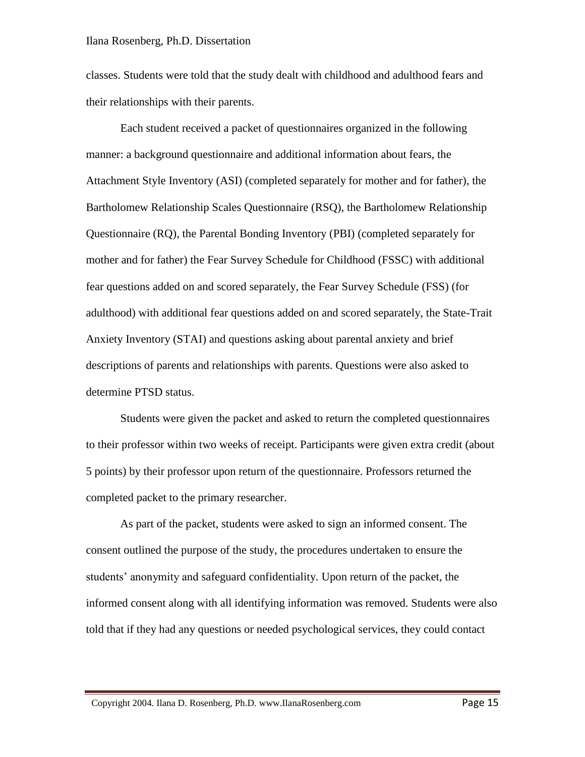classes. Students were told that the study dealt with childhood and adulthood fears and their relationships with their parents.

Each student received a packet of questionnaires organized in the following manner: a background questionnaire and additional information about fears, the Attachment Style Inventory (ASI) (completed separately for mother and for father), the Bartholomew Relationship Scales Questionnaire (RSQ), the Bartholomew Relationship Questionnaire (RQ), the Parental Bonding Inventory (PBI) (completed separately for mother and for father) the Fear Survey Schedule for Childhood (FSSC) with additional fear questions added on and scored separately, the Fear Survey Schedule (FSS) (for adulthood) with additional fear questions added on and scored separately, the State-Trait Anxiety Inventory (STAI) and questions asking about parental anxiety and brief descriptions of parents and relationships with parents. Questions were also asked to determine PTSD status.

Students were given the packet and asked to return the completed questionnaires to their professor within two weeks of receipt. Participants were given extra credit (about 5 points) by their professor upon return of the questionnaire. Professors returned the completed packet to the primary researcher.

As part of the packet, students were asked to sign an informed consent. The consent outlined the purpose of the study, the procedures undertaken to ensure the students' anonymity and safeguard confidentiality. Upon return of the packet, the informed consent along with all identifying information was removed. Students were also told that if they had any questions or needed psychological services, they could contact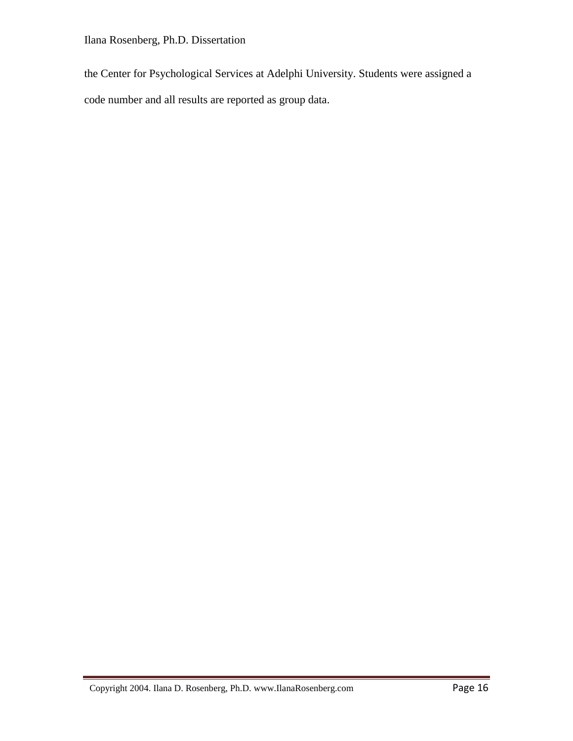the Center for Psychological Services at Adelphi University. Students were assigned a code number and all results are reported as group data.